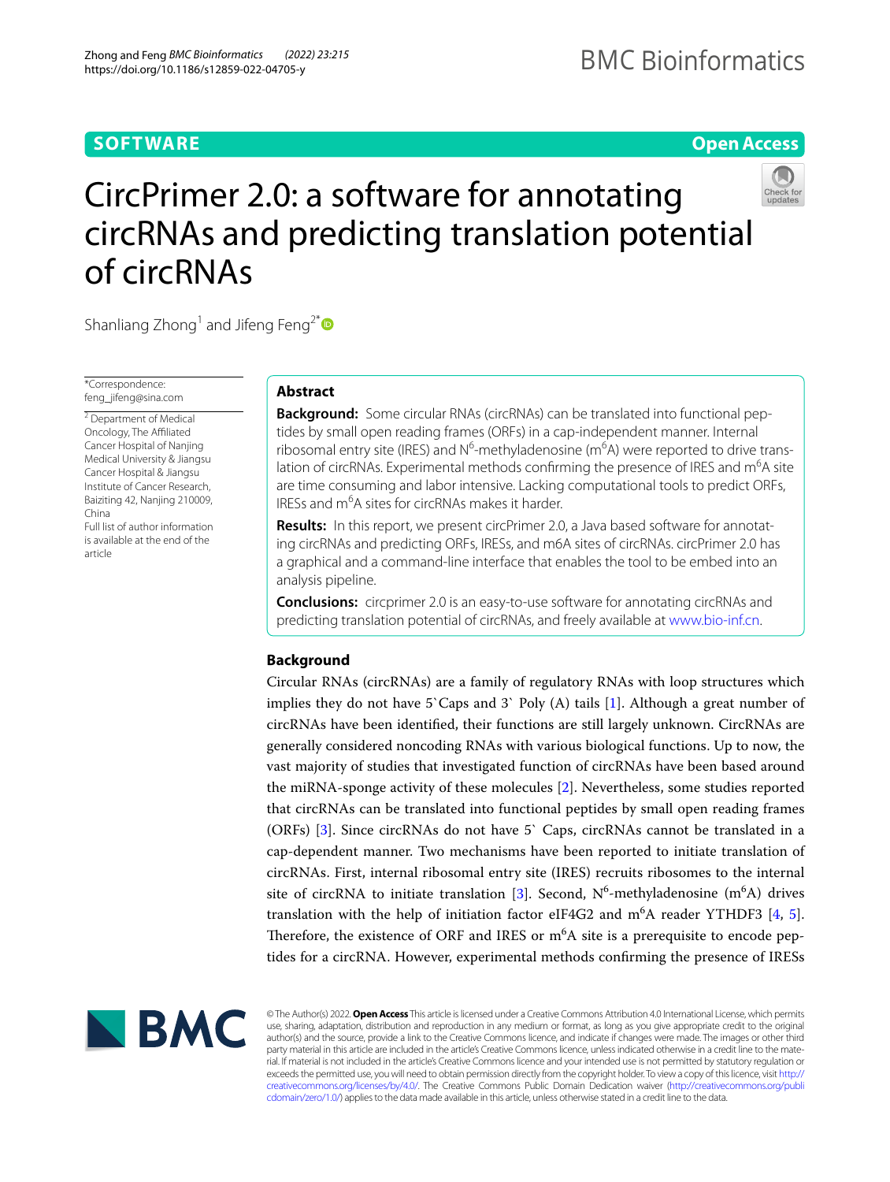SOFTWARE

Open Access

# CircPrimer 2.0: a software for annotating circRNAs and predicting translation potential of circRNAs

Shanliang Zhong[1] and Jifeng Feng[2*]

*Correspondence: feng_jifeng@sina.com

[2] Department of Medical Oncology, The Affiliated Cancer Hospital of Nanjing Medical University & Jiangsu Cancer Hospital & Jiangsu Institute of Cancer Research, Baiziting 42, Nanjing 210009, China

Full list of author information is available at the end of the article

## Abstract

**Background:** Some circular RNAs (circRNAs) can be translated into functional peptides by small open reading frames (ORFs) in a cap-independent manner. Internal ribosomal entry site (IRES) and $N^6$-methyladenosine ($m^6A$) were reported to drive translation of circRNAs. Experimental methods confirming the presence of IRES and $m^6A$ site are time consuming and labor intensive. Lacking computational tools to predict ORFs, IRESs and $m^6A$ sites for circRNAs makes it harder.

**Results:** In this report, we present circPrimer 2.0, a Java based software for annotating circRNAs and predicting ORFs, IRESs, and m6A sites of circRNAs. circPrimer 2.0 has a graphical and a command-line interface that enables the tool to be embed into an analysis pipeline.

**Conclusions:** circprimer 2.0 is an easy-to-use software for annotating circRNAs and predicting translation potential of circRNAs, and freely available at www.bio-inf.cn.

## Background

Circular RNAs (circRNAs) are a family of regulatory RNAs with loop structures which implies they do not have 5`Caps and 3` Poly (A) tails [1]. Although a great number of circRNAs have been identified, their functions are still largely unknown. CircRNAs are generally considered noncoding RNAs with various biological functions. Up to now, the vast majority of studies that investigated function of circRNAs have been based around the miRNA-sponge activity of these molecules [2]. Nevertheless, some studies reported that circRNAs can be translated into functional peptides by small open reading frames (ORFs) [3]. Since circRNAs do not have 5` Caps, circRNAs cannot be translated in a cap-dependent manner. Two mechanisms have been reported to initiate translation of circRNAs. First, internal ribosomal entry site (IRES) recruits ribosomes to the internal site of circRNA to initiate translation [3]. Second, $N^6$-methyladenosine ($m^6A$) drives translation with the help of initiation factor eIF4G2 and $m^6A$ reader YTHDF3 [4, 5]. Therefore, the existence of ORF and IRES or $m^6A$ site is a prerequisite to encode peptides for a circRNA. However, experimental methods confirming the presence of IRESs

© The Author(s) 2022. **Open Access** This article is licensed under a Creative Commons Attribution 4.0 International License, which permits use, sharing, adaptation, distribution and reproduction in any medium or format, as long as you give appropriate credit to the original author(s) and the source, provide a link to the Creative Commons licence, and indicate if changes were made. The images or other third party material in this article are included in the article's Creative Commons licence, unless indicated otherwise in a credit line to the material. If material is not included in the article's Creative Commons licence and your intended use is not permitted by statutory regulation or exceeds the permitted use, you will need to obtain permission directly from the copyright holder. To view a copy of this licence, visit http://creativecommons.org/licenses/by/4.0/. The Creative Commons Public Domain Dedication waiver (http://creativecommons.org/publicdomain/zero/1.0/) applies to the data made available in this article, unless otherwise stated in a credit line to the data.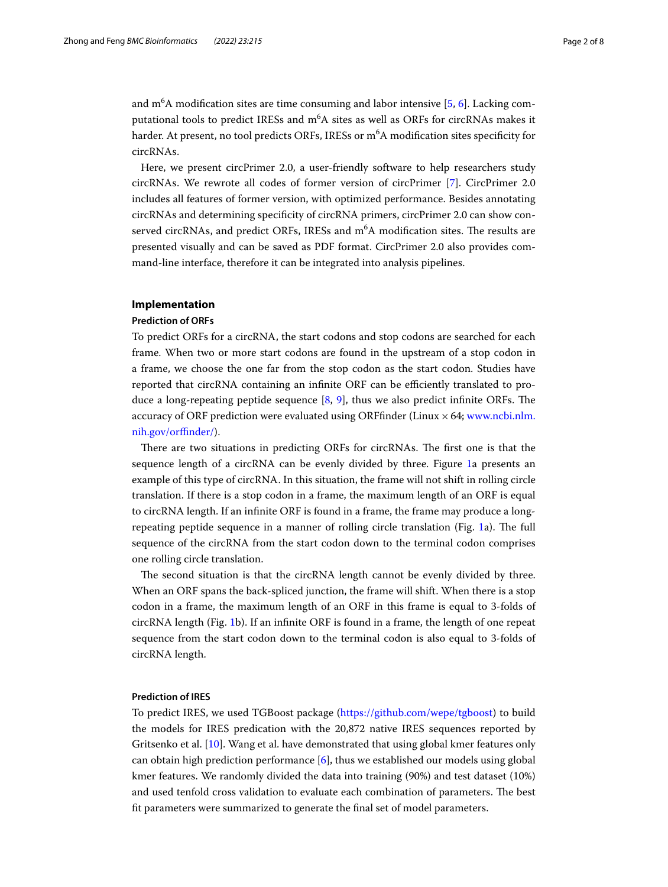and m$^6$A modification sites are time consuming and labor intensive [5, 6]. Lacking computational tools to predict IRESs and m$^6$A sites as well as ORFs for circRNAs makes it harder. At present, no tool predicts ORFs, IRESs or m$^6$A modification sites specificity for circRNAs.

Here, we present circPrimer 2.0, a user-friendly software to help researchers study circRNAs. We rewrote all codes of former version of circPrimer [7]. CircPrimer 2.0 includes all features of former version, with optimized performance. Besides annotating circRNAs and determining specificity of circRNA primers, circPrimer 2.0 can show conserved circRNAs, and predict ORFs, IRESs and m$^6$A modification sites. The results are presented visually and can be saved as PDF format. CircPrimer 2.0 also provides command-line interface, therefore it can be integrated into analysis pipelines.

## Implementation

### Prediction of ORFs

To predict ORFs for a circRNA, the start codons and stop codons are searched for each frame. When two or more start codons are found in the upstream of a stop codon in a frame, we choose the one far from the stop codon as the start codon. Studies have reported that circRNA containing an infinite ORF can be efficiently translated to produce a long-repeating peptide sequence [8, 9], thus we also predict infinite ORFs. The accuracy of ORF prediction were evaluated using ORFfinder (Linux × 64; www.ncbi.nlm.nih.gov/orffinder/).

There are two situations in predicting ORFs for circRNAs. The first one is that the sequence length of a circRNA can be evenly divided by three. Figure 1a presents an example of this type of circRNA. In this situation, the frame will not shift in rolling circle translation. If there is a stop codon in a frame, the maximum length of an ORF is equal to circRNA length. If an infinite ORF is found in a frame, the frame may produce a long-repeating peptide sequence in a manner of rolling circle translation (Fig. 1a). The full sequence of the circRNA from the start codon down to the terminal codon comprises one rolling circle translation.

The second situation is that the circRNA length cannot be evenly divided by three. When an ORF spans the back-spliced junction, the frame will shift. When there is a stop codon in a frame, the maximum length of an ORF in this frame is equal to 3-folds of circRNA length (Fig. 1b). If an infinite ORF is found in a frame, the length of one repeat sequence from the start codon down to the terminal codon is also equal to 3-folds of circRNA length.

### Prediction of IRES

To predict IRES, we used TGBoost package (https://github.com/wepe/tgboost) to build the models for IRES predication with the 20,872 native IRES sequences reported by Gritsenko et al. [10]. Wang et al. have demonstrated that using global kmer features only can obtain high prediction performance [6], thus we established our models using global kmer features. We randomly divided the data into training (90%) and test dataset (10%) and used tenfold cross validation to evaluate each combination of parameters. The best fit parameters were summarized to generate the final set of model parameters.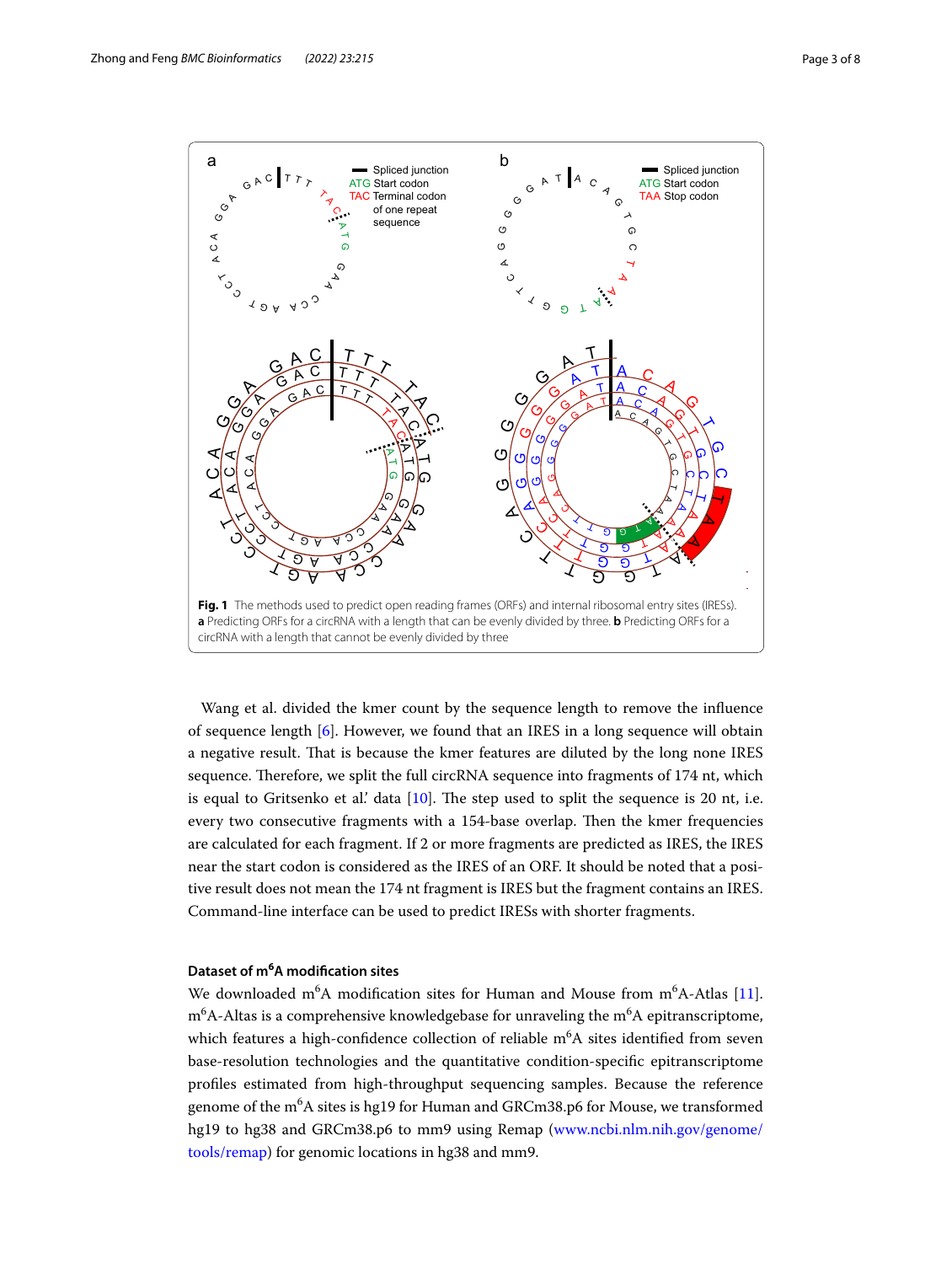**Fig. 1** The methods used to predict open reading frames (ORFs) and internal ribosomal entry sites (IRESs). **a** Predicting ORFs for a circRNA with a length that can be evenly divided by three. **b** Predicting ORFs for a circRNA with a length that cannot be evenly divided by three

Wang et al. divided the kmer count by the sequence length to remove the influence of sequence length [6]. However, we found that an IRES in a long sequence will obtain a negative result. That is because the kmer features are diluted by the long none IRES sequence. Therefore, we split the full circRNA sequence into fragments of 174 nt, which is equal to Gritsenko et al.' data [10]. The step used to split the sequence is 20 nt, i.e. every two consecutive fragments with a 154-base overlap. Then the kmer frequencies are calculated for each fragment. If 2 or more fragments are predicted as IRES, the IRES near the start codon is considered as the IRES of an ORF. It should be noted that a positive result does not mean the 174 nt fragment is IRES but the fragment contains an IRES. Command-line interface can be used to predict IRESs with shorter fragments.

### Dataset of m$^6$A modification sites

We downloaded m$^6$A modification sites for Human and Mouse from m$^6$A-Atlas [11]. m$^6$A-Altas is a comprehensive knowledgebase for unraveling the m$^6$A epitranscriptome, which features a high-confidence collection of reliable m$^6$A sites identified from seven base-resolution technologies and the quantitative condition-specific epitranscriptome profiles estimated from high-throughput sequencing samples. Because the reference genome of the m$^6$A sites is hg19 for Human and GRCm38.p6 for Mouse, we transformed hg19 to hg38 and GRCm38.p6 to mm9 using Remap (www.ncbi.nlm.nih.gov/genome/tools/remap) for genomic locations in hg38 and mm9.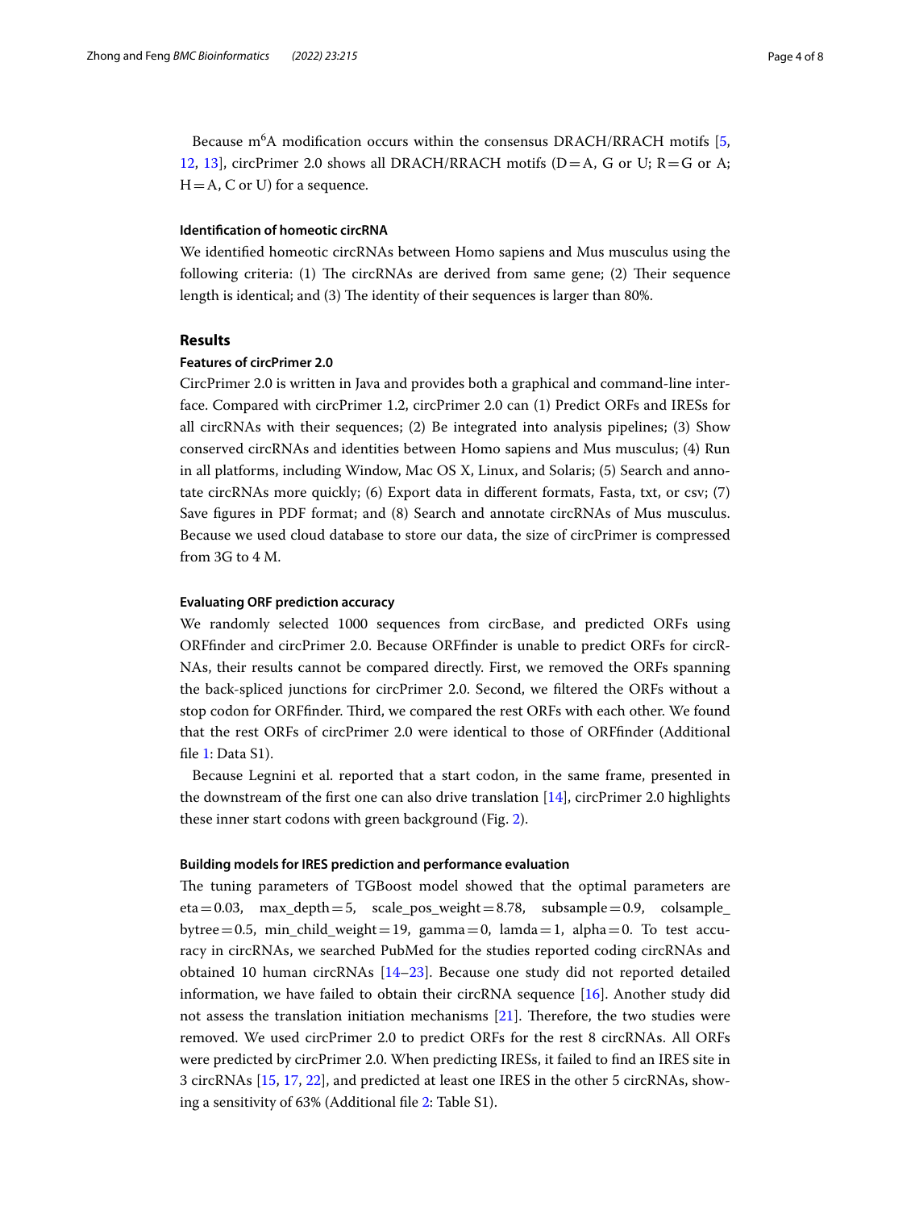Because $m^6A$ modification occurs within the consensus DRACH/RRACH motifs [5, 12, 13], circPrimer 2.0 shows all DRACH/RRACH motifs (D = A, G or U; R = G or A; H = A, C or U) for a sequence.

### Identification of homeotic circRNA

We identified homeotic circRNAs between Homo sapiens and Mus musculus using the following criteria: (1) The circRNAs are derived from same gene; (2) Their sequence length is identical; and (3) The identity of their sequences is larger than 80%.

## Results

### Features of circPrimer 2.0

CircPrimer 2.0 is written in Java and provides both a graphical and command-line interface. Compared with circPrimer 1.2, circPrimer 2.0 can (1) Predict ORFs and IRESs for all circRNAs with their sequences; (2) Be integrated into analysis pipelines; (3) Show conserved circRNAs and identities between Homo sapiens and Mus musculus; (4) Run in all platforms, including Window, Mac OS X, Linux, and Solaris; (5) Search and annotate circRNAs more quickly; (6) Export data in different formats, Fasta, txt, or csv; (7) Save figures in PDF format; and (8) Search and annotate circRNAs of Mus musculus. Because we used cloud database to store our data, the size of circPrimer is compressed from 3G to 4 M.

### Evaluating ORF prediction accuracy

We randomly selected 1000 sequences from circBase, and predicted ORFs using ORFfinder and circPrimer 2.0. Because ORFfinder is unable to predict ORFs for circRNAs, their results cannot be compared directly. First, we removed the ORFs spanning the back-spliced junctions for circPrimer 2.0. Second, we filtered the ORFs without a stop codon for ORFfinder. Third, we compared the rest ORFs with each other. We found that the rest ORFs of circPrimer 2.0 were identical to those of ORFfinder (Additional file 1: Data S1).

Because Legnini et al. reported that a start codon, in the same frame, presented in the downstream of the first one can also drive translation [14], circPrimer 2.0 highlights these inner start codons with green background (Fig. 2).

### Building models for IRES prediction and performance evaluation

The tuning parameters of TGBoost model showed that the optimal parameters are eta = 0.03, max_depth = 5, scale_pos_weight = 8.78, subsample = 0.9, colsample_bytree = 0.5, min_child_weight = 19, gamma = 0, lamda = 1, alpha = 0. To test accuracy in circRNAs, we searched PubMed for the studies reported coding circRNAs and obtained 10 human circRNAs [14–23]. Because one study did not reported detailed information, we have failed to obtain their circRNA sequence [16]. Another study did not assess the translation initiation mechanisms [21]. Therefore, the two studies were removed. We used circPrimer 2.0 to predict ORFs for the rest 8 circRNAs. All ORFs were predicted by circPrimer 2.0. When predicting IRESs, it failed to find an IRES site in 3 circRNAs [15, 17, 22], and predicted at least one IRES in the other 5 circRNAs, showing a sensitivity of 63% (Additional file 2: Table S1).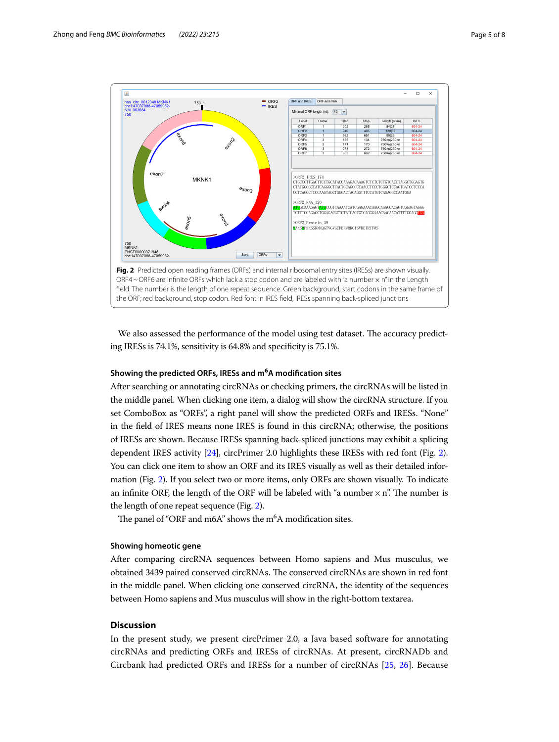Fig. 2 Predicted open reading frames (ORFs) and internal ribosomal entry sites (IRESs) are shown visually. ORF4 ~ ORF6 are infinite ORFs which lack a stop codon and are labeled with "a number × n" in the Length field. The number is the length of one repeat sequence. Green background, start codons in the same frame of the ORF; red background, stop codon. Red font in IRES field, IRESs spanning back-spliced junctions

We also assessed the performance of the model using test dataset. The accuracy predicting IRESs is 74.1%, sensitivity is 64.8% and specificity is 75.1%.

### Showing the predicted ORFs, IRESs and m$^6$A modification sites

After searching or annotating circRNAs or checking primers, the circRNAs will be listed in the middle panel. When clicking one item, a dialog will show the circRNA structure. If you set ComboBox as "ORFs", a right panel will show the predicted ORFs and IRESs. "None" in the field of IRES means none IRES is found in this circRNA; otherwise, the positions of IRESs are shown. Because IRESs spanning back-spliced junctions may exhibit a splicing dependent IRES activity [24], circPrimer 2.0 highlights these IRESs with red font (Fig. 2). You can click one item to show an ORF and its IRES visually as well as their detailed information (Fig. 2). If you select two or more items, only ORFs are shown visually. To indicate an infinite ORF, the length of the ORF will be labeled with "a number × n". The number is the length of one repeat sequence (Fig. 2).

The panel of "ORF and m6A" shows the m$^6$A modification sites.

### Showing homeotic gene

After comparing circRNA sequences between Homo sapiens and Mus musculus, we obtained 3439 paired conserved circRNAs. The conserved circRNAs are shown in red font in the middle panel. When clicking one conserved circRNA, the identity of the sequences between Homo sapiens and Mus musculus will show in the right-bottom textarea.

## Discussion

In the present study, we present circPrimer 2.0, a Java based software for annotating circRNAs and predicting ORFs and IRESs of circRNAs. At present, circRNADb and Circbank had predicted ORFs and IRESs for a number of circRNAs [25, 26]. Because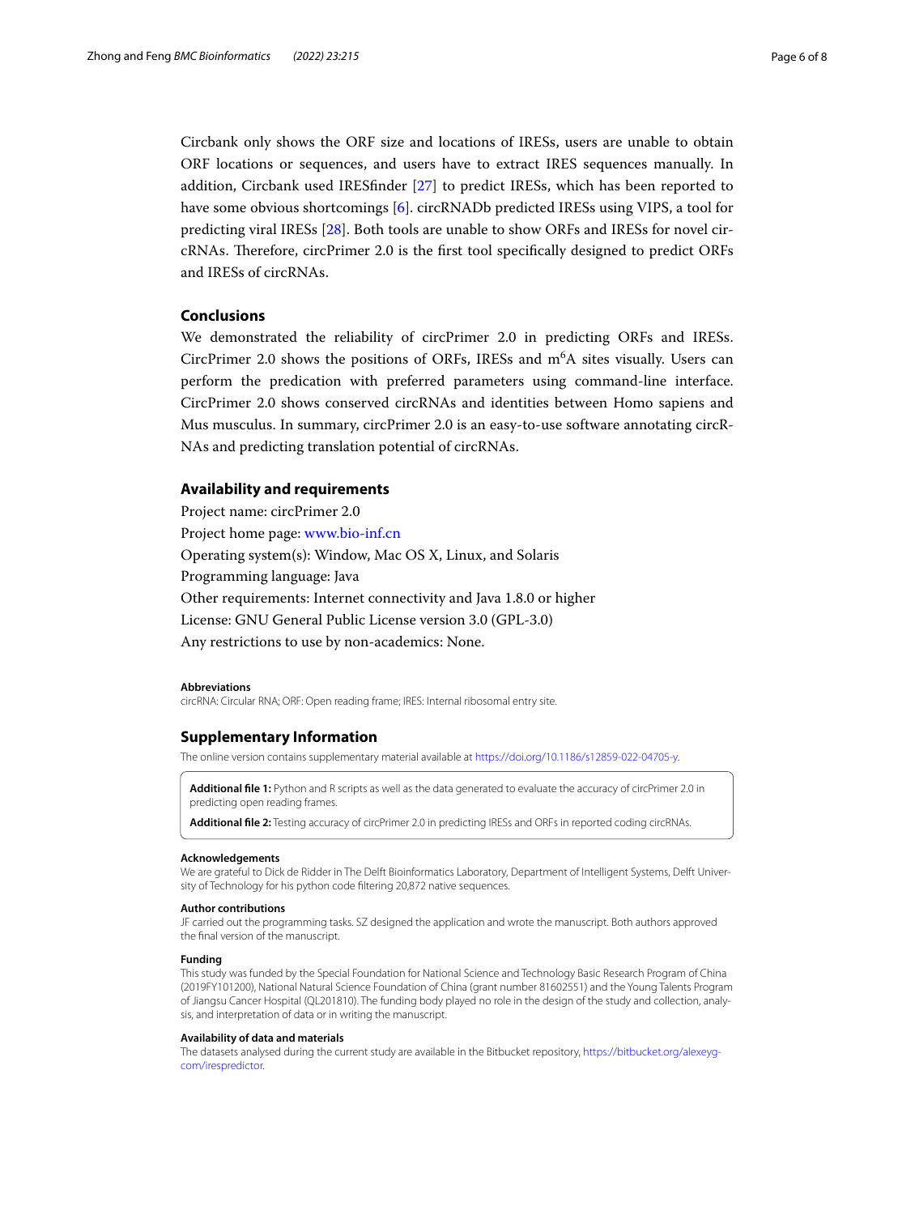Circbank only shows the ORF size and locations of IRESs, users are unable to obtain ORF locations or sequences, and users have to extract IRES sequences manually. In addition, Circbank used IRESfinder [27] to predict IRESs, which has been reported to have some obvious shortcomings [6]. circRNADb predicted IRESs using VIPS, a tool for predicting viral IRESs [28]. Both tools are unable to show ORFs and IRESs for novel circRNAs. Therefore, circPrimer 2.0 is the first tool specifically designed to predict ORFs and IRESs of circRNAs.

## Conclusions

We demonstrated the reliability of circPrimer 2.0 in predicting ORFs and IRESs. CircPrimer 2.0 shows the positions of ORFs, IRESs and $m^6A$ sites visually. Users can perform the predication with preferred parameters using command-line interface. CircPrimer 2.0 shows conserved circRNAs and identities between Homo sapiens and Mus musculus. In summary, circPrimer 2.0 is an easy-to-use software annotating circRNAs and predicting translation potential of circRNAs.

## Availability and requirements

Project name: circPrimer 2.0
Project home page: www.bio-inf.cn
Operating system(s): Window, Mac OS X, Linux, and Solaris
Programming language: Java
Other requirements: Internet connectivity and Java 1.8.0 or higher
License: GNU General Public License version 3.0 (GPL-3.0)
Any restrictions to use by non-academics: None.

#### Abbreviations

circRNA: Circular RNA; ORF: Open reading frame; IRES: Internal ribosomal entry site.

## Supplementary Information

The online version contains supplementary material available at https://doi.org/10.1186/s12859-022-04705-y.

**Additional file 1:** Python and R scripts as well as the data generated to evaluate the accuracy of circPrimer 2.0 in predicting open reading frames.

**Additional file 2:** Testing accuracy of circPrimer 2.0 in predicting IRESs and ORFs in reported coding circRNAs.

#### Acknowledgements

We are grateful to Dick de Ridder in The Delft Bioinformatics Laboratory, Department of Intelligent Systems, Delft University of Technology for his python code filtering 20,872 native sequences.

#### Author contributions

JF carried out the programming tasks. SZ designed the application and wrote the manuscript. Both authors approved the final version of the manuscript.

#### Funding

This study was funded by the Special Foundation for National Science and Technology Basic Research Program of China (2019FY101200), National Natural Science Foundation of China (grant number 81602551) and the Young Talents Program of Jiangsu Cancer Hospital (QL201810). The funding body played no role in the design of the study and collection, analysis, and interpretation of data or in writing the manuscript.

#### Availability of data and materials

The datasets analysed during the current study are available in the Bitbucket repository, https://bitbucket.org/alexeyg-com/irespredictor.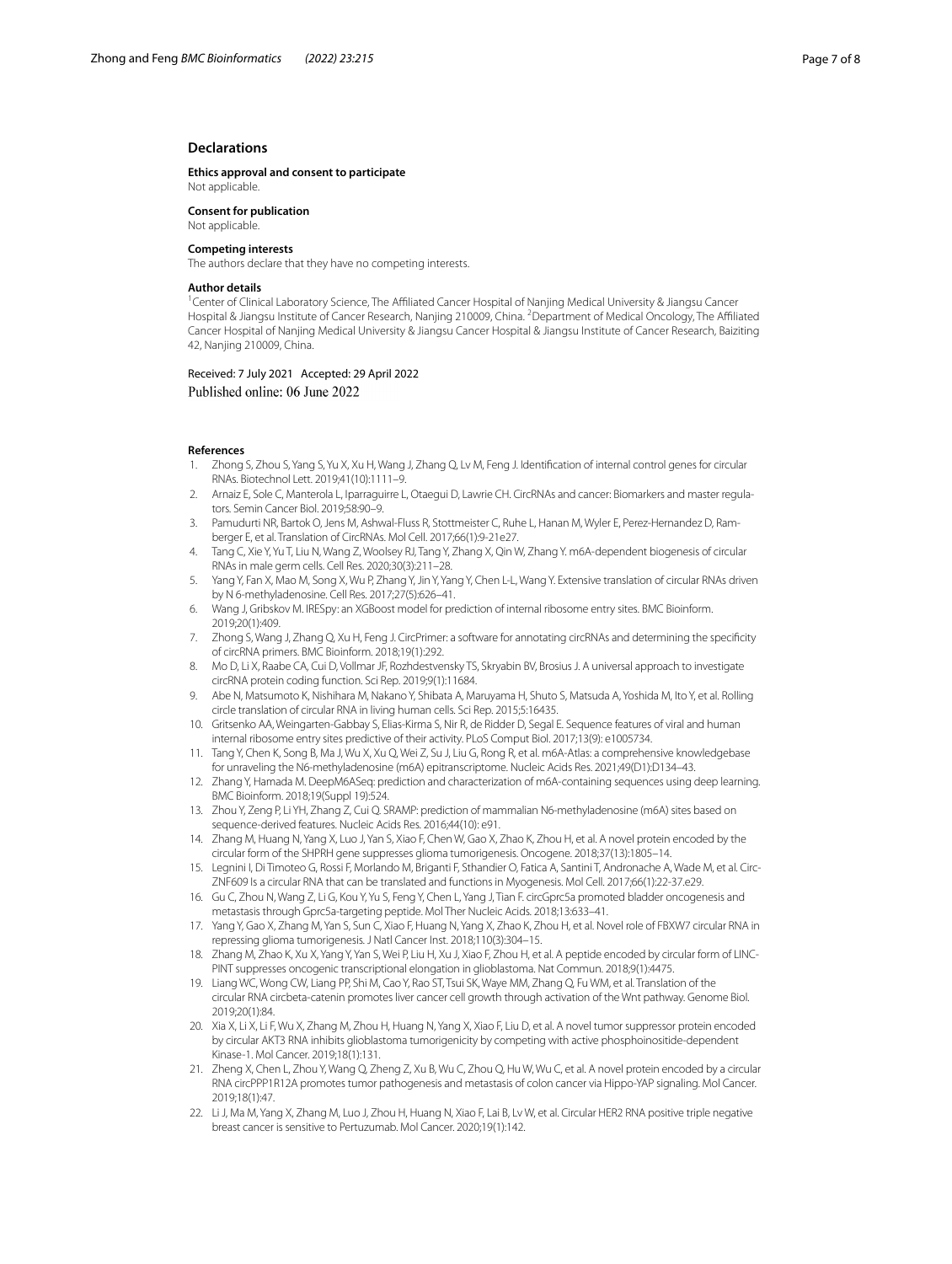## Declarations

### Ethics approval and consent to participate
Not applicable.

### Consent for publication
Not applicable.

### Competing interests
The authors declare that they have no competing interests.

### Author details
[1]Center of Clinical Laboratory Science, The Affiliated Cancer Hospital of Nanjing Medical University & Jiangsu Cancer Hospital & Jiangsu Institute of Cancer Research, Nanjing 210009, China. [2]Department of Medical Oncology, The Affiliated Cancer Hospital of Nanjing Medical University & Jiangsu Cancer Hospital & Jiangsu Institute of Cancer Research, Baiziting 42, Nanjing 210009, China.

Received: 7 July 2021 Accepted: 29 April 2022
Published online: 06 June 2022

### References

1. Zhong S, Zhou S, Yang S, Yu X, Xu H, Wang J, Zhang Q, Lv M, Feng J. Identification of internal control genes for circular RNAs. Biotechnol Lett. 2019;41(10):1111–9.
2. Arnaiz E, Sole C, Manterola L, Iparraguirre L, Otaegui D, Lawrie CH. CircRNAs and cancer: Biomarkers and master regulators. Semin Cancer Biol. 2019;58:90–9.
3. Pamudurti NR, Bartok O, Jens M, Ashwal-Fluss R, Stottmeister C, Ruhe L, Hanan M, Wyler E, Perez-Hernandez D, Ramberger E, et al. Translation of CircRNAs. Mol Cell. 2017;66(1):9-21e27.
4. Tang C, Xie Y, Yu T, Liu N, Wang Z, Woolsey RJ, Tang Y, Zhang X, Qin W, Zhang Y. m6A-dependent biogenesis of circular RNAs in male germ cells. Cell Res. 2020;30(3):211–28.
5. Yang Y, Fan X, Mao M, Song X, Wu P, Zhang Y, Jin Y, Yang Y, Chen L-L, Wang Y. Extensive translation of circular RNAs driven by N 6-methyladenosine. Cell Res. 2017;27(5):626–41.
6. Wang J, Gribskov M. IRESpy: an XGBoost model for prediction of internal ribosome entry sites. BMC Bioinform. 2019;20(1):409.
7. Zhong S, Wang J, Zhang Q, Xu H, Feng J. CircPrimer: a software for annotating circRNAs and determining the specificity of circRNA primers. BMC Bioinform. 2018;19(1):292.
8. Mo D, Li X, Raabe CA, Cui D, Vollmar JF, Rozhdestvensky TS, Skryabin BV, Brosius J. A universal approach to investigate circRNA protein coding function. Sci Rep. 2019;9(1):11684.
9. Abe N, Matsumoto K, Nishihara M, Nakano Y, Shibata A, Maruyama H, Shuto S, Matsuda A, Yoshida M, Ito Y, et al. Rolling circle translation of circular RNA in living human cells. Sci Rep. 2015;5:16435.
10. Gritsenko AA, Weingarten-Gabbay S, Elias-Kirma S, Nir R, de Ridder D, Segal E. Sequence features of viral and human internal ribosome entry sites predictive of their activity. PLoS Comput Biol. 2017;13(9): e1005734.
11. Tang Y, Chen K, Song B, Ma J, Wu X, Xu Q, Wei Z, Su J, Liu G, Rong R, et al. m6A-Atlas: a comprehensive knowledgebase for unraveling the N6-methyladenosine (m6A) epitranscriptome. Nucleic Acids Res. 2021;49(D1):D134–43.
12. Zhang Y, Hamada M. DeepM6ASeq: prediction and characterization of m6A-containing sequences using deep learning. BMC Bioinform. 2018;19(Suppl 19):524.
13. Zhou Y, Zeng P, Li YH, Zhang Z, Cui Q. SRAMP: prediction of mammalian N6-methyladenosine (m6A) sites based on sequence-derived features. Nucleic Acids Res. 2016;44(10): e91.
14. Zhang M, Huang N, Yang X, Luo J, Yan S, Xiao F, Chen W, Gao X, Zhao K, Zhou H, et al. A novel protein encoded by the circular form of the SHPRH gene suppresses glioma tumorigenesis. Oncogene. 2018;37(13):1805–14.
15. Legnini I, Di Timoteo G, Rossi F, Morlando M, Briganti F, Sthandier O, Fatica A, Santini T, Andronache A, Wade M, et al. Circ-ZNF609 Is a circular RNA that can be translated and functions in Myogenesis. Mol Cell. 2017;66(1):22-37.e29.
16. Gu C, Zhou N, Wang Z, Li G, Kou Y, Yu S, Feng Y, Chen L, Yang J, Tian F. circGprc5a promoted bladder oncogenesis and metastasis through Gprc5a-targeting peptide. Mol Ther Nucleic Acids. 2018;13:633–41.
17. Yang Y, Gao X, Zhang M, Yan S, Sun C, Xiao F, Huang N, Yang X, Zhao K, Zhou H, et al. Novel role of FBXW7 circular RNA in repressing glioma tumorigenesis. J Natl Cancer Inst. 2018;110(3):304–15.
18. Zhang M, Zhao K, Xu X, Yang Y, Yan S, Wei P, Liu H, Xu J, Xiao F, Zhou H, et al. A peptide encoded by circular form of LINC-PINT suppresses oncogenic transcriptional elongation in glioblastoma. Nat Commun. 2018;9(1):4475.
19. Liang WC, Wong CW, Liang PP, Shi M, Cao Y, Rao ST, Tsui SK, Waye MM, Zhang Q, Fu WM, et al. Translation of the circular RNA circbeta-catenin promotes liver cancer cell growth through activation of the Wnt pathway. Genome Biol. 2019;20(1):84.
20. Xia X, Li X, Li F, Wu X, Zhang M, Zhou H, Huang N, Yang X, Xiao F, Liu D, et al. A novel tumor suppressor protein encoded by circular AKT3 RNA inhibits glioblastoma tumorigenicity by competing with active phosphoinositide-dependent Kinase-1. Mol Cancer. 2019;18(1):131.
21. Zheng X, Chen L, Zhou Y, Wang Q, Zheng Z, Xu B, Wu C, Zhou Q, Hu W, Wu C, et al. A novel protein encoded by a circular RNA circPPP1R12A promotes tumor pathogenesis and metastasis of colon cancer via Hippo-YAP signaling. Mol Cancer. 2019;18(1):47.
22. Li J, Ma M, Yang X, Zhang M, Luo J, Zhou H, Huang N, Xiao F, Lai B, Lv W, et al. Circular HER2 RNA positive triple negative breast cancer is sensitive to Pertuzumab. Mol Cancer. 2020;19(1):142.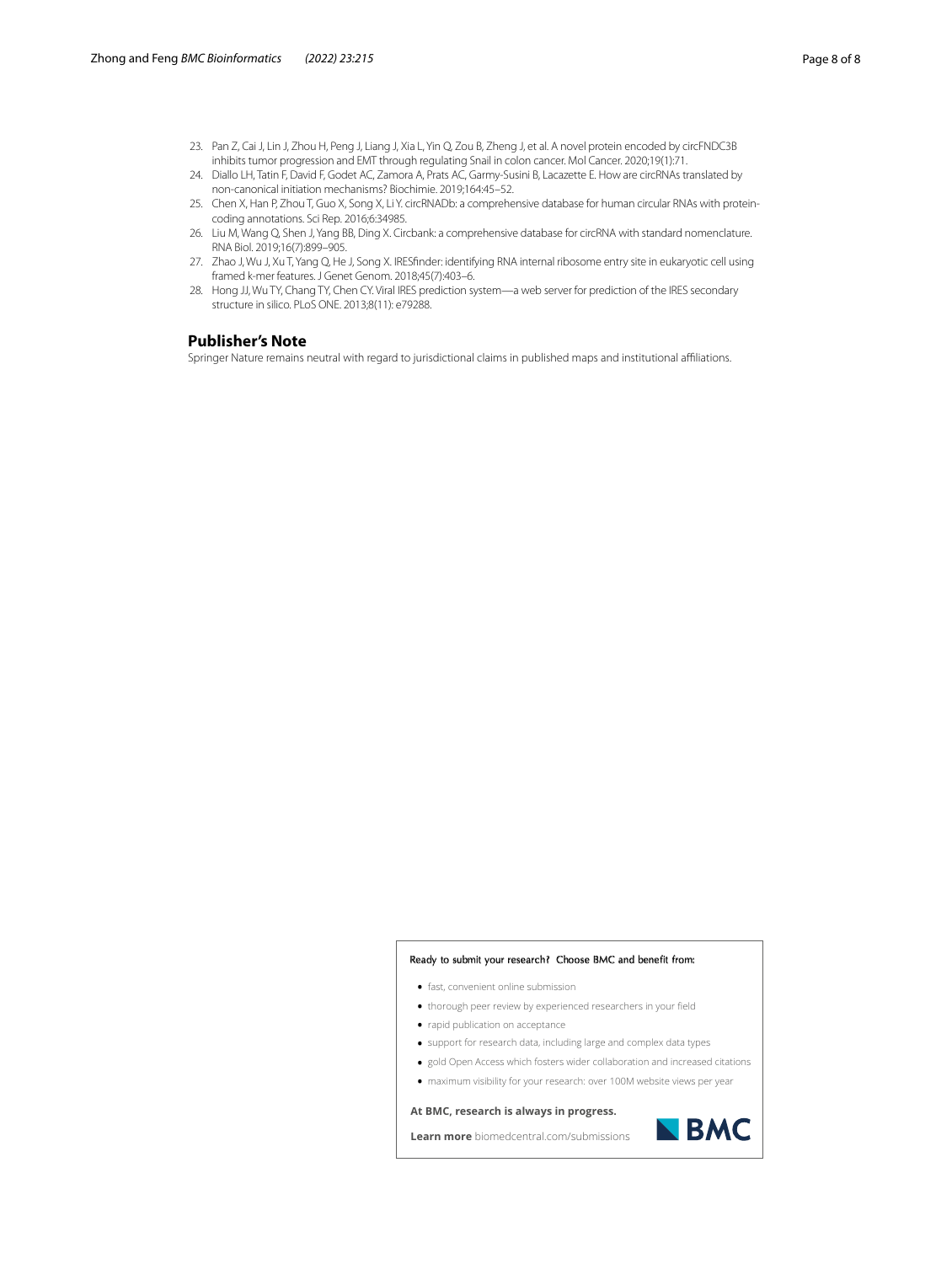23. Pan Z, Cai J, Lin J, Zhou H, Peng J, Liang J, Xia L, Yin Q, Zou B, Zheng J, et al. A novel protein encoded by circFNDC3B inhibits tumor progression and EMT through regulating Snail in colon cancer. Mol Cancer. 2020;19(1):71.
24. Diallo LH, Tatin F, David F, Godet AC, Zamora A, Prats AC, Garmy-Susini B, Lacazette E. How are circRNAs translated by non-canonical initiation mechanisms? Biochimie. 2019;164:45–52.
25. Chen X, Han P, Zhou T, Guo X, Song X, Li Y. circRNADb: a comprehensive database for human circular RNAs with protein-coding annotations. Sci Rep. 2016;6:34985.
26. Liu M, Wang Q, Shen J, Yang BB, Ding X. Circbank: a comprehensive database for circRNA with standard nomenclature. RNA Biol. 2019;16(7):899–905.
27. Zhao J, Wu J, Xu T, Yang Q, He J, Song X. IRESfinder: identifying RNA internal ribosome entry site in eukaryotic cell using framed k-mer features. J Genet Genom. 2018;45(7):403–6.
28. Hong JJ, Wu TY, Chang TY, Chen CY. Viral IRES prediction system—a web server for prediction of the IRES secondary structure in silico. PLoS ONE. 2013;8(11): e79288.

## Publisher's Note

Springer Nature remains neutral with regard to jurisdictional claims in published maps and institutional affiliations.

Ready to submit your research? Choose BMC and benefit from:

- fast, convenient online submission
- thorough peer review by experienced researchers in your field
- rapid publication on acceptance
- support for research data, including large and complex data types
- gold Open Access which fosters wider collaboration and increased citations
- maximum visibility for your research: over 100M website views per year

**At BMC, research is always in progress.**

**Learn more** biomedcentral.com/submissions

BMC